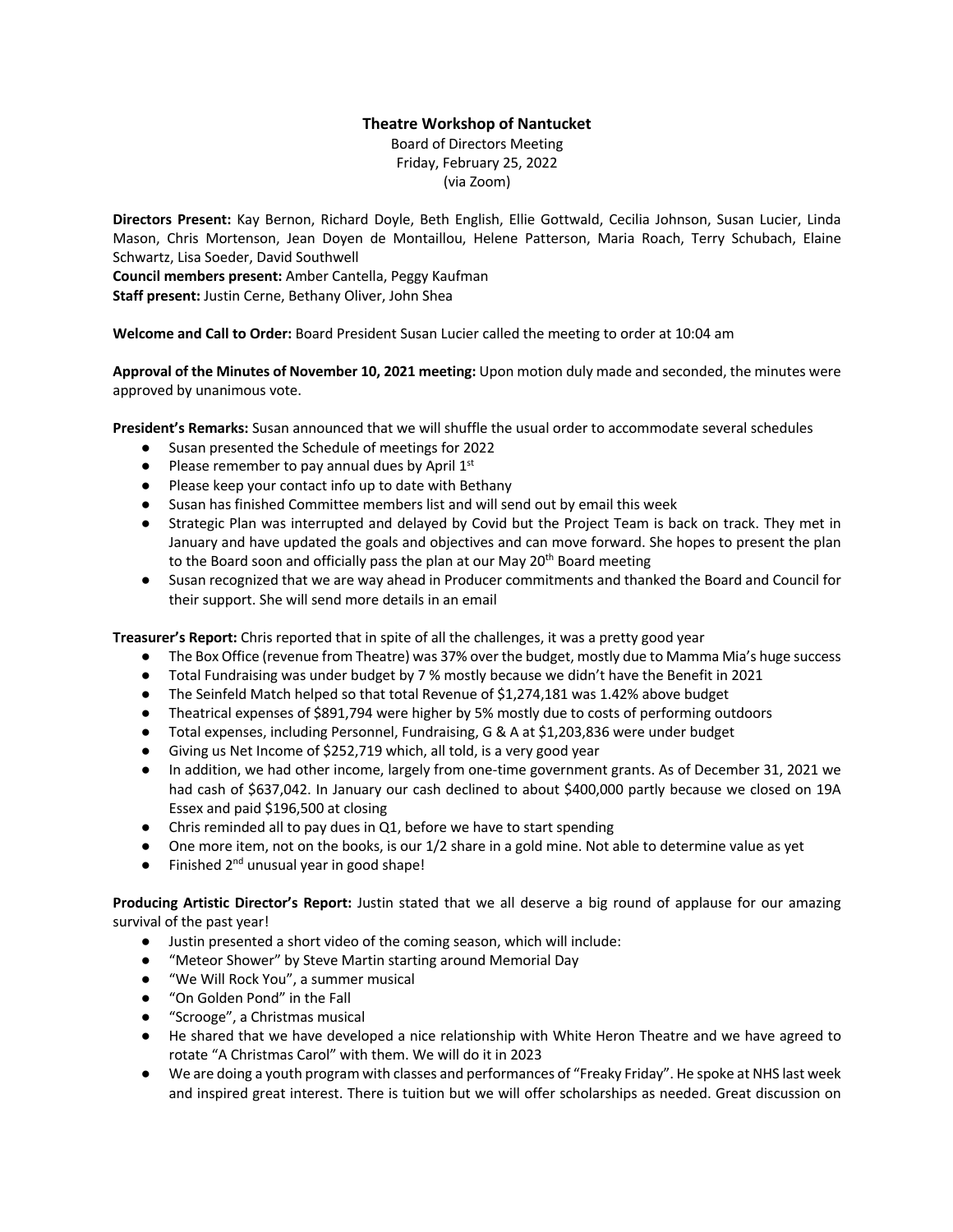**Theatre Workshop of Nantucket**

Board of Directors Meeting
Friday, February 25, 2022
(via Zoom)

**Directors Present:** Kay Bernon, Richard Doyle, Beth English, Ellie Gottwald, Cecilia Johnson, Susan Lucier, Linda Mason, Chris Mortenson, Jean Doyen de Montaillou, Helene Patterson, Maria Roach, Terry Schubach, Elaine Schwartz, Lisa Soeder, David Southwell
**Council members present:** Amber Cantella, Peggy Kaufman
**Staff present:** Justin Cerne, Bethany Oliver, John Shea

**Welcome and Call to Order:** Board President Susan Lucier called the meeting to order at 10:04 am

**Approval of the Minutes of November 10, 2021 meeting:** Upon motion duly made and seconded, the minutes were approved by unanimous vote.

**President's Remarks:** Susan announced that we will shuffle the usual order to accommodate several schedules

- Susan presented the Schedule of meetings for 2022
- Please remember to pay annual dues by April 1st
- Please keep your contact info up to date with Bethany
- Susan has finished Committee members list and will send out by email this week
- Strategic Plan was interrupted and delayed by Covid but the Project Team is back on track. They met in January and have updated the goals and objectives and can move forward. She hopes to present the plan to the Board soon and officially pass the plan at our May 20th Board meeting
- Susan recognized that we are way ahead in Producer commitments and thanked the Board and Council for their support. She will send more details in an email

**Treasurer's Report:** Chris reported that in spite of all the challenges, it was a pretty good year

- The Box Office (revenue from Theatre) was 37% over the budget, mostly due to Mamma Mia's huge success
- Total Fundraising was under budget by 7 % mostly because we didn't have the Benefit in 2021
- The Seinfeld Match helped so that total Revenue of $1,274,181 was 1.42% above budget
- Theatrical expenses of $891,794 were higher by 5% mostly due to costs of performing outdoors
- Total expenses, including Personnel, Fundraising, G & A at $1,203,836 were under budget
- Giving us Net Income of $252,719 which, all told, is a very good year
- In addition, we had other income, largely from one-time government grants. As of December 31, 2021 we had cash of $637,042. In January our cash declined to about $400,000 partly because we closed on 19A Essex and paid $196,500 at closing
- Chris reminded all to pay dues in Q1, before we have to start spending
- One more item, not on the books, is our 1/2 share in a gold mine. Not able to determine value as yet
- Finished 2nd unusual year in good shape!

**Producing Artistic Director's Report:** Justin stated that we all deserve a big round of applause for our amazing survival of the past year!

- Justin presented a short video of the coming season, which will include:
- "Meteor Shower" by Steve Martin starting around Memorial Day
- "We Will Rock You", a summer musical
- "On Golden Pond" in the Fall
- "Scrooge", a Christmas musical
- He shared that we have developed a nice relationship with White Heron Theatre and we have agreed to rotate "A Christmas Carol" with them. We will do it in 2023
- We are doing a youth program with classes and performances of "Freaky Friday". He spoke at NHS last week and inspired great interest. There is tuition but we will offer scholarships as needed. Great discussion on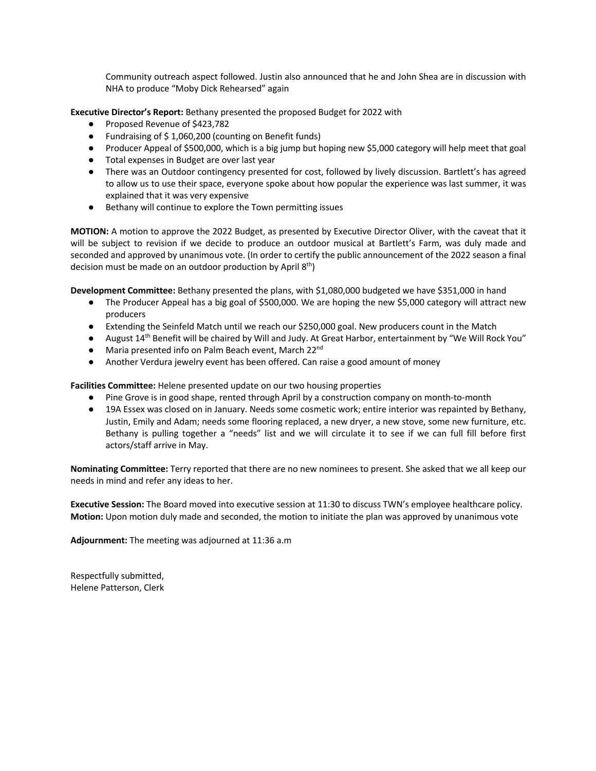Community outreach aspect followed. Justin also announced that he and John Shea are in discussion with NHA to produce "Moby Dick Rehearsed" again

**Executive Director's Report:** Bethany presented the proposed Budget for 2022 with

- Proposed Revenue of $423,782
- Fundraising of $ 1,060,200 (counting on Benefit funds)
- Producer Appeal of $500,000, which is a big jump but hoping new $5,000 category will help meet that goal
- Total expenses in Budget are over last year
- There was an Outdoor contingency presented for cost, followed by lively discussion. Bartlett's has agreed to allow us to use their space, everyone spoke about how popular the experience was last summer, it was explained that it was very expensive
- Bethany will continue to explore the Town permitting issues

**MOTION:** A motion to approve the 2022 Budget, as presented by Executive Director Oliver, with the caveat that it will be subject to revision if we decide to produce an outdoor musical at Bartlett's Farm, was duly made and seconded and approved by unanimous vote. (In order to certify the public announcement of the 2022 season a final decision must be made on an outdoor production by April 8th)

**Development Committee:** Bethany presented the plans, with $1,080,000 budgeted we have $351,000 in hand

- The Producer Appeal has a big goal of $500,000. We are hoping the new $5,000 category will attract new producers
- Extending the Seinfeld Match until we reach our $250,000 goal. New producers count in the Match
- August 14th Benefit will be chaired by Will and Judy. At Great Harbor, entertainment by "We Will Rock You"
- Maria presented info on Palm Beach event, March 22nd
- Another Verdura jewelry event has been offered. Can raise a good amount of money

**Facilities Committee:** Helene presented update on our two housing properties

- Pine Grove is in good shape, rented through April by a construction company on month-to-month
- 19A Essex was closed on in January. Needs some cosmetic work; entire interior was repainted by Bethany, Justin, Emily and Adam; needs some flooring replaced, a new dryer, a new stove, some new furniture, etc. Bethany is pulling together a "needs" list and we will circulate it to see if we can full fill before first actors/staff arrive in May.

**Nominating Committee:** Terry reported that there are no new nominees to present. She asked that we all keep our needs in mind and refer any ideas to her.

**Executive Session:** The Board moved into executive session at 11:30 to discuss TWN's employee healthcare policy.
**Motion:** Upon motion duly made and seconded, the motion to initiate the plan was approved by unanimous vote

**Adjournment:** The meeting was adjourned at 11:36 a.m

Respectfully submitted,
Helene Patterson, Clerk